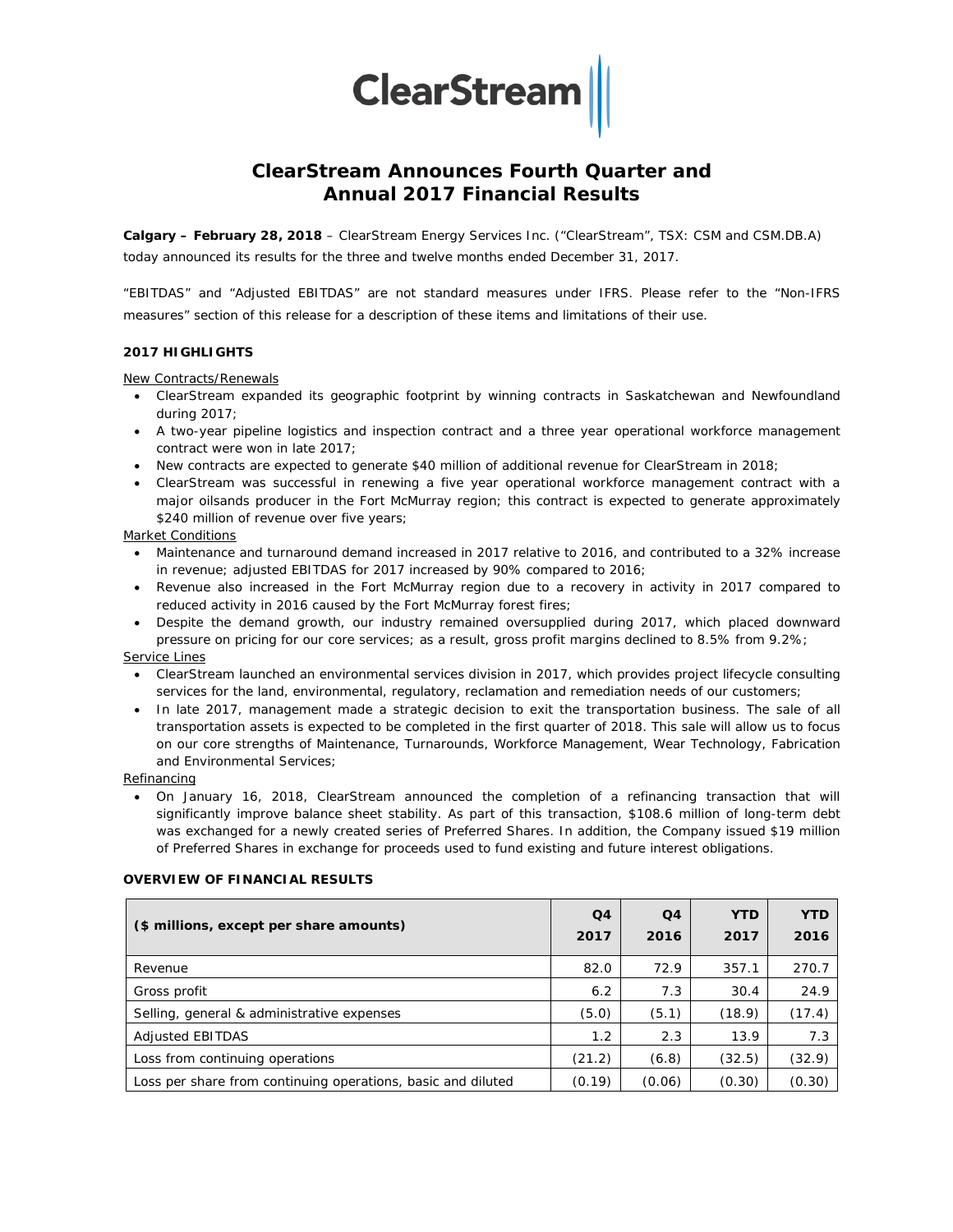# ClearStream Announces Fourth Quarter and Annual 2017 Financial Results

**Calgary – February 28, 2018** – ClearStream Energy Services Inc. ("ClearStream", TSX: CSM and CSM.DB.A) today announced its results for the three and twelve months ended December 31, 2017.

"EBITDAS" and "Adjusted EBITDAS" are not standard measures under IFRS. Please refer to the "Non-IFRS measures" section of this release for a description of these items and limitations of their use.

### 2017 HIGHLIGHTS

New Contracts/Renewals

- ClearStream expanded its geographic footprint by winning contracts in Saskatchewan and Newfoundland during 2017;
- A two-year pipeline logistics and inspection contract and a three year operational workforce management contract were won in late 2017;
- New contracts are expected to generate $40 million of additional revenue for ClearStream in 2018;
- ClearStream was successful in renewing a five year operational workforce management contract with a major oilsands producer in the Fort McMurray region; this contract is expected to generate approximately $240 million of revenue over five years;

Market Conditions

- Maintenance and turnaround demand increased in 2017 relative to 2016, and contributed to a 32% increase in revenue; adjusted EBITDAS for 2017 increased by 90% compared to 2016;
- Revenue also increased in the Fort McMurray region due to a recovery in activity in 2017 compared to reduced activity in 2016 caused by the Fort McMurray forest fires;
- Despite the demand growth, our industry remained oversupplied during 2017, which placed downward pressure on pricing for our core services; as a result, gross profit margins declined to 8.5% from 9.2%;

Service Lines

- ClearStream launched an environmental services division in 2017, which provides project lifecycle consulting services for the land, environmental, regulatory, reclamation and remediation needs of our customers;
- In late 2017, management made a strategic decision to exit the transportation business. The sale of all transportation assets is expected to be completed in the first quarter of 2018. This sale will allow us to focus on our core strengths of Maintenance, Turnarounds, Workforce Management, Wear Technology, Fabrication and Environmental Services;

Refinancing

- On January 16, 2018, ClearStream announced the completion of a refinancing transaction that will significantly improve balance sheet stability. As part of this transaction, $108.6 million of long-term debt was exchanged for a newly created series of Preferred Shares. In addition, the Company issued $19 million of Preferred Shares in exchange for proceeds used to fund existing and future interest obligations.

### OVERVIEW OF FINANCIAL RESULTS

| ($ millions, except per share amounts) | Q4 2017 | Q4 2016 | YTD 2017 | YTD 2016 |
|---|---|---|---|---|
| Revenue | 82.0 | 72.9 | 357.1 | 270.7 |
| Gross profit | 6.2 | 7.3 | 30.4 | 24.9 |
| Selling, general & administrative expenses | (5.0) | (5.1) | (18.9) | (17.4) |
| Adjusted EBITDAS | 1.2 | 2.3 | 13.9 | 7.3 |
| Loss from continuing operations | (21.2) | (6.8) | (32.5) | (32.9) |
| Loss per share from continuing operations, basic and diluted | (0.19) | (0.06) | (0.30) | (0.30) |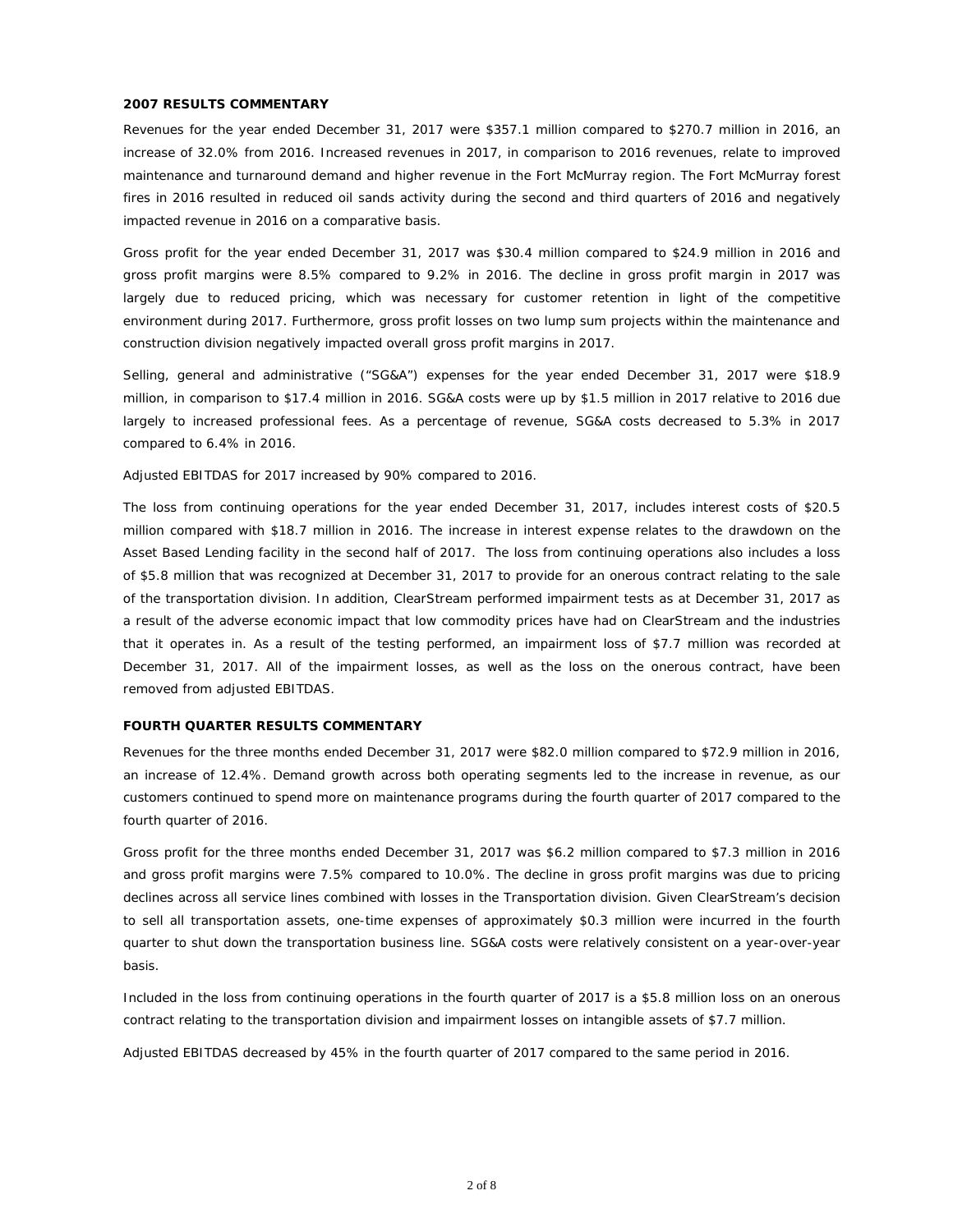**2007 RESULTS COMMENTARY**

Revenues for the year ended December 31, 2017 were $357.1 million compared to $270.7 million in 2016, an increase of 32.0% from 2016. Increased revenues in 2017, in comparison to 2016 revenues, relate to improved maintenance and turnaround demand and higher revenue in the Fort McMurray region. The Fort McMurray forest fires in 2016 resulted in reduced oil sands activity during the second and third quarters of 2016 and negatively impacted revenue in 2016 on a comparative basis.

Gross profit for the year ended December 31, 2017 was $30.4 million compared to $24.9 million in 2016 and gross profit margins were 8.5% compared to 9.2% in 2016. The decline in gross profit margin in 2017 was largely due to reduced pricing, which was necessary for customer retention in light of the competitive environment during 2017. Furthermore, gross profit losses on two lump sum projects within the maintenance and construction division negatively impacted overall gross profit margins in 2017.

Selling, general and administrative ("SG&A") expenses for the year ended December 31, 2017 were $18.9 million, in comparison to $17.4 million in 2016. SG&A costs were up by $1.5 million in 2017 relative to 2016 due largely to increased professional fees. As a percentage of revenue, SG&A costs decreased to 5.3% in 2017 compared to 6.4% in 2016.

Adjusted EBITDAS for 2017 increased by 90% compared to 2016.

The loss from continuing operations for the year ended December 31, 2017, includes interest costs of $20.5 million compared with $18.7 million in 2016. The increase in interest expense relates to the drawdown on the Asset Based Lending facility in the second half of 2017. The loss from continuing operations also includes a loss of $5.8 million that was recognized at December 31, 2017 to provide for an onerous contract relating to the sale of the transportation division. In addition, ClearStream performed impairment tests as at December 31, 2017 as a result of the adverse economic impact that low commodity prices have had on ClearStream and the industries that it operates in. As a result of the testing performed, an impairment loss of $7.7 million was recorded at December 31, 2017. All of the impairment losses, as well as the loss on the onerous contract, have been removed from adjusted EBITDAS.

**FOURTH QUARTER RESULTS COMMENTARY**

Revenues for the three months ended December 31, 2017 were $82.0 million compared to $72.9 million in 2016, an increase of 12.4%. Demand growth across both operating segments led to the increase in revenue, as our customers continued to spend more on maintenance programs during the fourth quarter of 2017 compared to the fourth quarter of 2016.

Gross profit for the three months ended December 31, 2017 was $6.2 million compared to $7.3 million in 2016 and gross profit margins were 7.5% compared to 10.0%. The decline in gross profit margins was due to pricing declines across all service lines combined with losses in the Transportation division. Given ClearStream's decision to sell all transportation assets, one-time expenses of approximately $0.3 million were incurred in the fourth quarter to shut down the transportation business line. SG&A costs were relatively consistent on a year-over-year basis.

Included in the loss from continuing operations in the fourth quarter of 2017 is a $5.8 million loss on an onerous contract relating to the transportation division and impairment losses on intangible assets of $7.7 million.

Adjusted EBITDAS decreased by 45% in the fourth quarter of 2017 compared to the same period in 2016.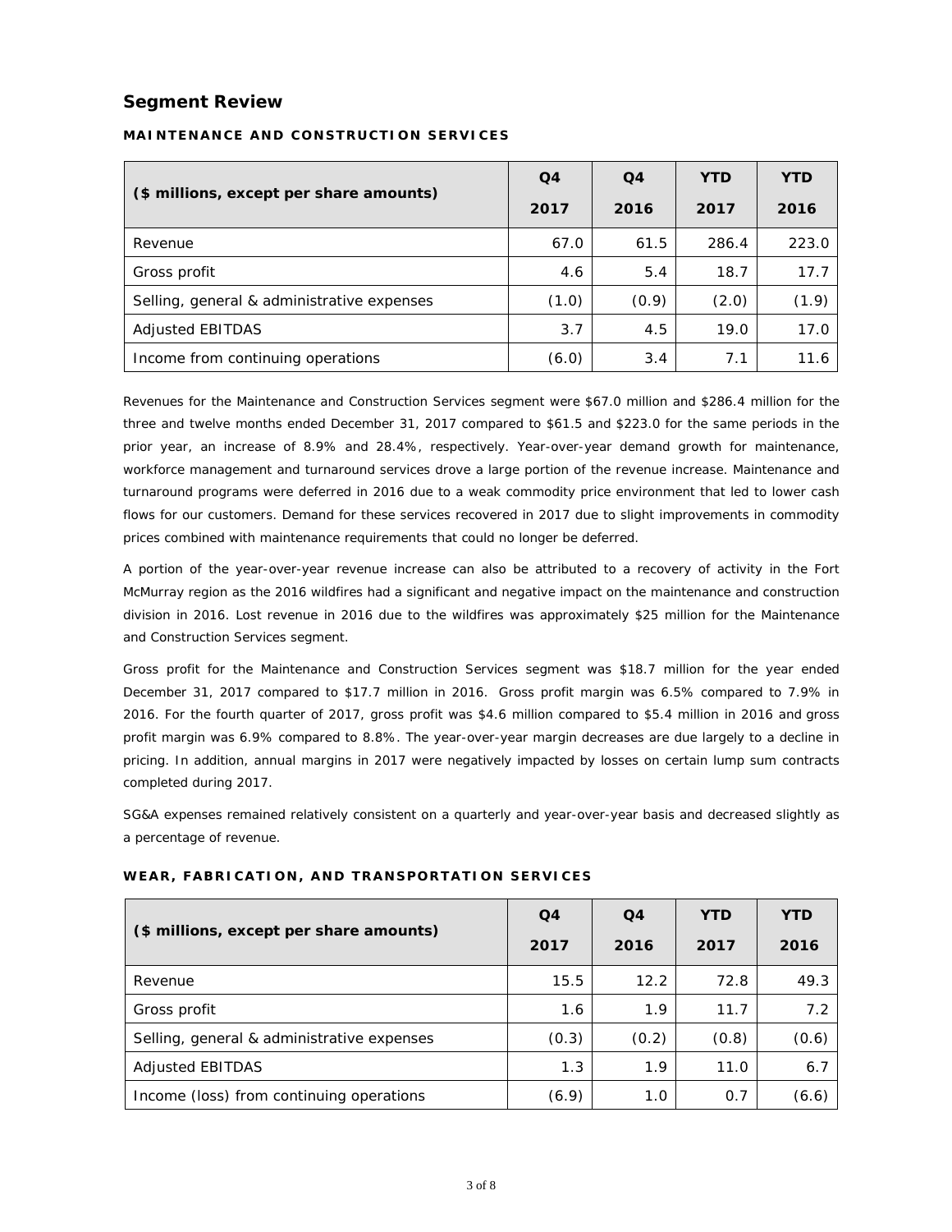## Segment Review

### MAINTENANCE AND CONSTRUCTION SERVICES

| ($ millions, except per share amounts) | Q4 2017 | Q4 2016 | YTD 2017 | YTD 2016 |
|---|---|---|---|---|
| Revenue | 67.0 | 61.5 | 286.4 | 223.0 |
| Gross profit | 4.6 | 5.4 | 18.7 | 17.7 |
| Selling, general & administrative expenses | (1.0) | (0.9) | (2.0) | (1.9) |
| Adjusted EBITDAS | 3.7 | 4.5 | 19.0 | 17.0 |
| Income from continuing operations | (6.0) | 3.4 | 7.1 | 11.6 |

Revenues for the Maintenance and Construction Services segment were $67.0 million and $286.4 million for the three and twelve months ended December 31, 2017 compared to $61.5 and $223.0 for the same periods in the prior year, an increase of 8.9% and 28.4%, respectively. Year-over-year demand growth for maintenance, workforce management and turnaround services drove a large portion of the revenue increase. Maintenance and turnaround programs were deferred in 2016 due to a weak commodity price environment that led to lower cash flows for our customers. Demand for these services recovered in 2017 due to slight improvements in commodity prices combined with maintenance requirements that could no longer be deferred.

A portion of the year-over-year revenue increase can also be attributed to a recovery of activity in the Fort McMurray region as the 2016 wildfires had a significant and negative impact on the maintenance and construction division in 2016. Lost revenue in 2016 due to the wildfires was approximately $25 million for the Maintenance and Construction Services segment.

Gross profit for the Maintenance and Construction Services segment was $18.7 million for the year ended December 31, 2017 compared to $17.7 million in 2016. Gross profit margin was 6.5% compared to 7.9% in 2016. For the fourth quarter of 2017, gross profit was $4.6 million compared to $5.4 million in 2016 and gross profit margin was 6.9% compared to 8.8%. The year-over-year margin decreases are due largely to a decline in pricing. In addition, annual margins in 2017 were negatively impacted by losses on certain lump sum contracts completed during 2017.

SG&A expenses remained relatively consistent on a quarterly and year-over-year basis and decreased slightly as a percentage of revenue.

### WEAR, FABRICATION, AND TRANSPORTATION SERVICES

| ($ millions, except per share amounts) | Q4 2017 | Q4 2016 | YTD 2017 | YTD 2016 |
|---|---|---|---|---|
| Revenue | 15.5 | 12.2 | 72.8 | 49.3 |
| Gross profit | 1.6 | 1.9 | 11.7 | 7.2 |
| Selling, general & administrative expenses | (0.3) | (0.2) | (0.8) | (0.6) |
| Adjusted EBITDAS | 1.3 | 1.9 | 11.0 | 6.7 |
| Income (loss) from continuing operations | (6.9) | 1.0 | 0.7 | (6.6) |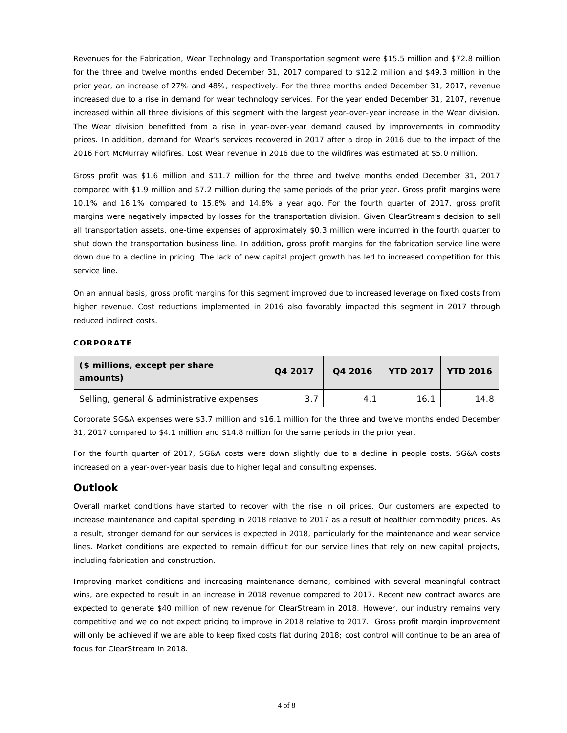Revenues for the Fabrication, Wear Technology and Transportation segment were $15.5 million and $72.8 million for the three and twelve months ended December 31, 2017 compared to $12.2 million and $49.3 million in the prior year, an increase of 27% and 48%, respectively. For the three months ended December 31, 2017, revenue increased due to a rise in demand for wear technology services. For the year ended December 31, 2107, revenue increased within all three divisions of this segment with the largest year-over-year increase in the Wear division. The Wear division benefitted from a rise in year-over-year demand caused by improvements in commodity prices. In addition, demand for Wear's services recovered in 2017 after a drop in 2016 due to the impact of the 2016 Fort McMurray wildfires. Lost Wear revenue in 2016 due to the wildfires was estimated at $5.0 million.

Gross profit was $1.6 million and $11.7 million for the three and twelve months ended December 31, 2017 compared with $1.9 million and $7.2 million during the same periods of the prior year. Gross profit margins were 10.1% and 16.1% compared to 15.8% and 14.6% a year ago. For the fourth quarter of 2017, gross profit margins were negatively impacted by losses for the transportation division. Given ClearStream's decision to sell all transportation assets, one-time expenses of approximately $0.3 million were incurred in the fourth quarter to shut down the transportation business line. In addition, gross profit margins for the fabrication service line were down due to a decline in pricing. The lack of new capital project growth has led to increased competition for this service line.

On an annual basis, gross profit margins for this segment improved due to increased leverage on fixed costs from higher revenue. Cost reductions implemented in 2016 also favorably impacted this segment in 2017 through reduced indirect costs.

**CORPORATE**

| ($ millions, except per share amounts) | Q4 2017 | Q4 2016 | YTD 2017 | YTD 2016 |
|---|---|---|---|---|
| Selling, general & administrative expenses | 3.7 | 4.1 | 16.1 | 14.8 |

Corporate SG&A expenses were $3.7 million and $16.1 million for the three and twelve months ended December 31, 2017 compared to $4.1 million and $14.8 million for the same periods in the prior year.

For the fourth quarter of 2017, SG&A costs were down slightly due to a decline in people costs. SG&A costs increased on a year-over-year basis due to higher legal and consulting expenses.

## Outlook

Overall market conditions have started to recover with the rise in oil prices. Our customers are expected to increase maintenance and capital spending in 2018 relative to 2017 as a result of healthier commodity prices. As a result, stronger demand for our services is expected in 2018, particularly for the maintenance and wear service lines. Market conditions are expected to remain difficult for our service lines that rely on new capital projects, including fabrication and construction.

Improving market conditions and increasing maintenance demand, combined with several meaningful contract wins, are expected to result in an increase in 2018 revenue compared to 2017. Recent new contract awards are expected to generate $40 million of new revenue for ClearStream in 2018. However, our industry remains very competitive and we do not expect pricing to improve in 2018 relative to 2017. Gross profit margin improvement will only be achieved if we are able to keep fixed costs flat during 2018; cost control will continue to be an area of focus for ClearStream in 2018.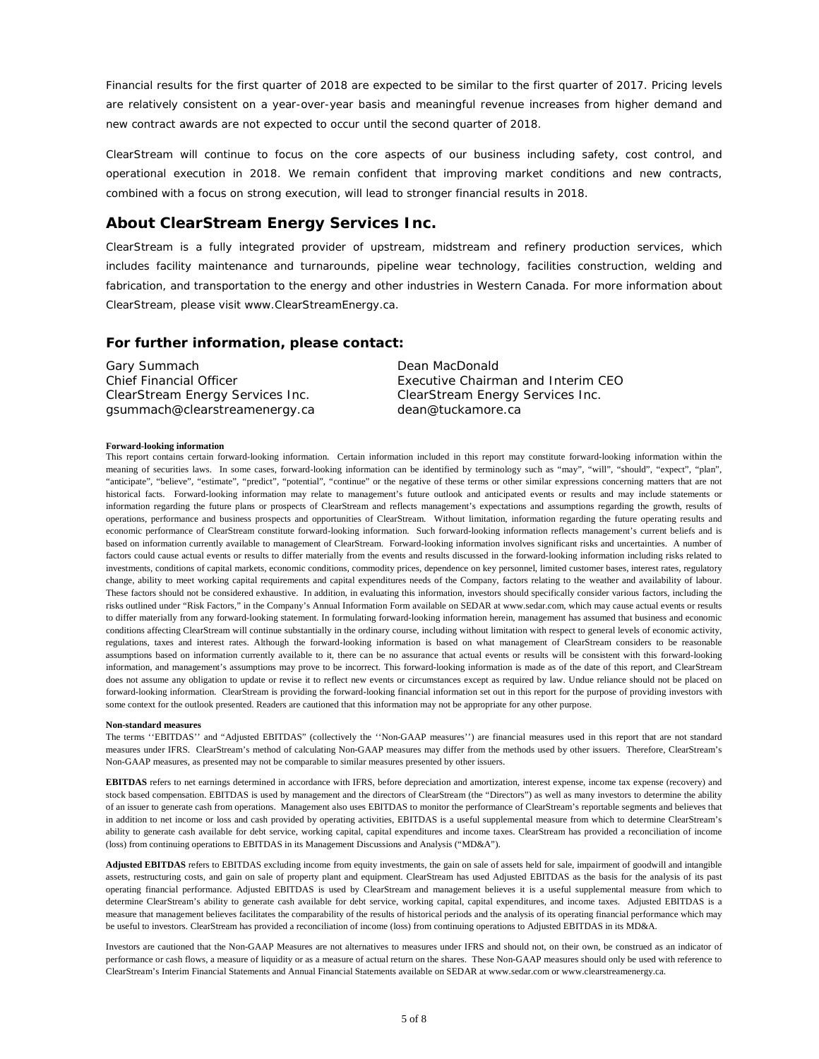Financial results for the first quarter of 2018 are expected to be similar to the first quarter of 2017. Pricing levels are relatively consistent on a year-over-year basis and meaningful revenue increases from higher demand and new contract awards are not expected to occur until the second quarter of 2018.

ClearStream will continue to focus on the core aspects of our business including safety, cost control, and operational execution in 2018. We remain confident that improving market conditions and new contracts, combined with a focus on strong execution, will lead to stronger financial results in 2018.

## About ClearStream Energy Services Inc.

ClearStream is a fully integrated provider of upstream, midstream and refinery production services, which includes facility maintenance and turnarounds, pipeline wear technology, facilities construction, welding and fabrication, and transportation to the energy and other industries in Western Canada. For more information about ClearStream, please visit www.ClearStreamEnergy.ca.

### For further information, please contact:

Gary Summach
Chief Financial Officer
ClearStream Energy Services Inc.
gsummach@clearstreamenergy.ca

Dean MacDonald
Executive Chairman and Interim CEO
ClearStream Energy Services Inc.
dean@tuckamore.ca

**Forward-looking information**

This report contains certain forward-looking information. Certain information included in this report may constitute forward-looking information within the meaning of securities laws. In some cases, forward-looking information can be identified by terminology such as "may", "will", "should", "expect", "plan", "anticipate", "believe", "estimate", "predict", "potential", "continue" or the negative of these terms or other similar expressions concerning matters that are not historical facts. Forward-looking information may relate to management's future outlook and anticipated events or results and may include statements or information regarding the future plans or prospects of ClearStream and reflects management's expectations and assumptions regarding the growth, results of operations, performance and business prospects and opportunities of ClearStream. Without limitation, information regarding the future operating results and economic performance of ClearStream constitute forward-looking information. Such forward-looking information reflects management's current beliefs and is based on information currently available to management of ClearStream. Forward-looking information involves significant risks and uncertainties. A number of factors could cause actual events or results to differ materially from the events and results discussed in the forward-looking information including risks related to investments, conditions of capital markets, economic conditions, commodity prices, dependence on key personnel, limited customer bases, interest rates, regulatory change, ability to meet working capital requirements and capital expenditures needs of the Company, factors relating to the weather and availability of labour. These factors should not be considered exhaustive. In addition, in evaluating this information, investors should specifically consider various factors, including the risks outlined under "Risk Factors," in the Company's Annual Information Form available on SEDAR at www.sedar.com, which may cause actual events or results to differ materially from any forward-looking statement. In formulating forward-looking information herein, management has assumed that business and economic conditions affecting ClearStream will continue substantially in the ordinary course, including without limitation with respect to general levels of economic activity, regulations, taxes and interest rates. Although the forward-looking information is based on what management of ClearStream considers to be reasonable assumptions based on information currently available to it, there can be no assurance that actual events or results will be consistent with this forward-looking information, and management's assumptions may prove to be incorrect. This forward-looking information is made as of the date of this report, and ClearStream does not assume any obligation to update or revise it to reflect new events or circumstances except as required by law. Undue reliance should not be placed on forward-looking information. ClearStream is providing the forward-looking financial information set out in this report for the purpose of providing investors with some context for the outlook presented. Readers are cautioned that this information may not be appropriate for any other purpose.

**Non-standard measures**

The terms ''EBITDAS'' and "Adjusted EBITDAS" (collectively the ''Non-GAAP measures'') are financial measures used in this report that are not standard measures under IFRS. ClearStream's method of calculating Non-GAAP measures may differ from the methods used by other issuers. Therefore, ClearStream's Non-GAAP measures, as presented may not be comparable to similar measures presented by other issuers.

**EBITDAS** refers to net earnings determined in accordance with IFRS, before depreciation and amortization, interest expense, income tax expense (recovery) and stock based compensation. EBITDAS is used by management and the directors of ClearStream (the "Directors") as well as many investors to determine the ability of an issuer to generate cash from operations. Management also uses EBITDAS to monitor the performance of ClearStream's reportable segments and believes that in addition to net income or loss and cash provided by operating activities, EBITDAS is a useful supplemental measure from which to determine ClearStream's ability to generate cash available for debt service, working capital, capital expenditures and income taxes. ClearStream has provided a reconciliation of income (loss) from continuing operations to EBITDAS in its Management Discussions and Analysis ("MD&A").

**Adjusted EBITDAS** refers to EBITDAS excluding income from equity investments, the gain on sale of assets held for sale, impairment of goodwill and intangible assets, restructuring costs, and gain on sale of property plant and equipment. ClearStream has used Adjusted EBITDAS as the basis for the analysis of its past operating financial performance. Adjusted EBITDAS is used by ClearStream and management believes it is a useful supplemental measure from which to determine ClearStream's ability to generate cash available for debt service, working capital, capital expenditures, and income taxes. Adjusted EBITDAS is a measure that management believes facilitates the comparability of the results of historical periods and the analysis of its operating financial performance which may be useful to investors. ClearStream has provided a reconciliation of income (loss) from continuing operations to Adjusted EBITDAS in its MD&A.

Investors are cautioned that the Non-GAAP Measures are not alternatives to measures under IFRS and should not, on their own, be construed as an indicator of performance or cash flows, a measure of liquidity or as a measure of actual return on the shares. These Non-GAAP measures should only be used with reference to ClearStream's Interim Financial Statements and Annual Financial Statements available on SEDAR at www.sedar.com or www.clearstreamenergy.ca.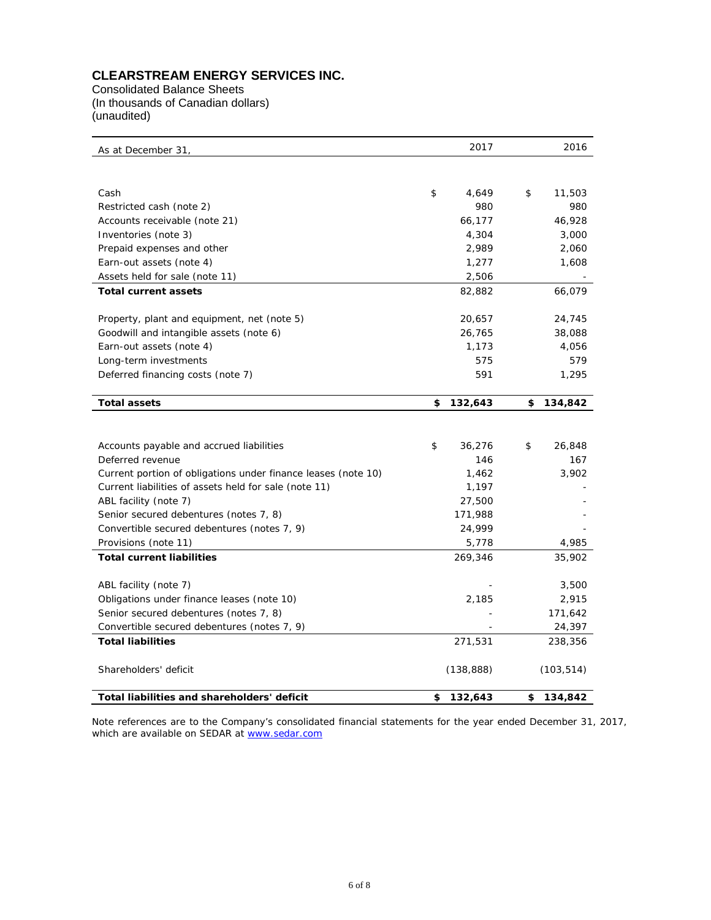# CLEARSTREAM ENERGY SERVICES INC.

Consolidated Balance Sheets
(In thousands of Canadian dollars)
(unaudited)

| As at December 31, | 2017 | 2016 |
|---|---|---|
| Cash | $ 4,649 | $ 11,503 |
| Restricted cash (note 2) | 980 | 980 |
| Accounts receivable (note 21) | 66,177 | 46,928 |
| Inventories (note 3) | 4,304 | 3,000 |
| Prepaid expenses and other | 2,989 | 2,060 |
| Earn-out assets (note 4) | 1,277 | 1,608 |
| Assets held for sale (note 11) | 2,506 | - |
| **Total current assets** | 82,882 | 66,079 |
| Property, plant and equipment, net (note 5) | 20,657 | 24,745 |
| Goodwill and intangible assets (note 6) | 26,765 | 38,088 |
| Earn-out assets (note 4) | 1,173 | 4,056 |
| Long-term investments | 575 | 579 |
| Deferred financing costs (note 7) | 591 | 1,295 |
| **Total assets** | **$ 132,643** | **$ 134,842** |
| Accounts payable and accrued liabilities | $ 36,276 | $ 26,848 |
| Deferred revenue | 146 | 167 |
| Current portion of obligations under finance leases (note 10) | 1,462 | 3,902 |
| Current liabilities of assets held for sale (note 11) | 1,197 | - |
| ABL facility (note 7) | 27,500 | - |
| Senior secured debentures (notes 7, 8) | 171,988 | - |
| Convertible secured debentures (notes 7, 9) | 24,999 | - |
| Provisions (note 11) | 5,778 | 4,985 |
| **Total current liabilities** | 269,346 | 35,902 |
| ABL facility (note 7) | - | 3,500 |
| Obligations under finance leases (note 10) | 2,185 | 2,915 |
| Senior secured debentures (notes 7, 8) | - | 171,642 |
| Convertible secured debentures (notes 7, 9) | - | 24,397 |
| **Total liabilities** | 271,531 | 238,356 |
| Shareholders' deficit | (138,888) | (103,514) |
| **Total liabilities and shareholders' deficit** | **$ 132,643** | **$ 134,842** |

Note references are to the Company's consolidated financial statements for the year ended December 31, 2017, which are available on SEDAR at www.sedar.com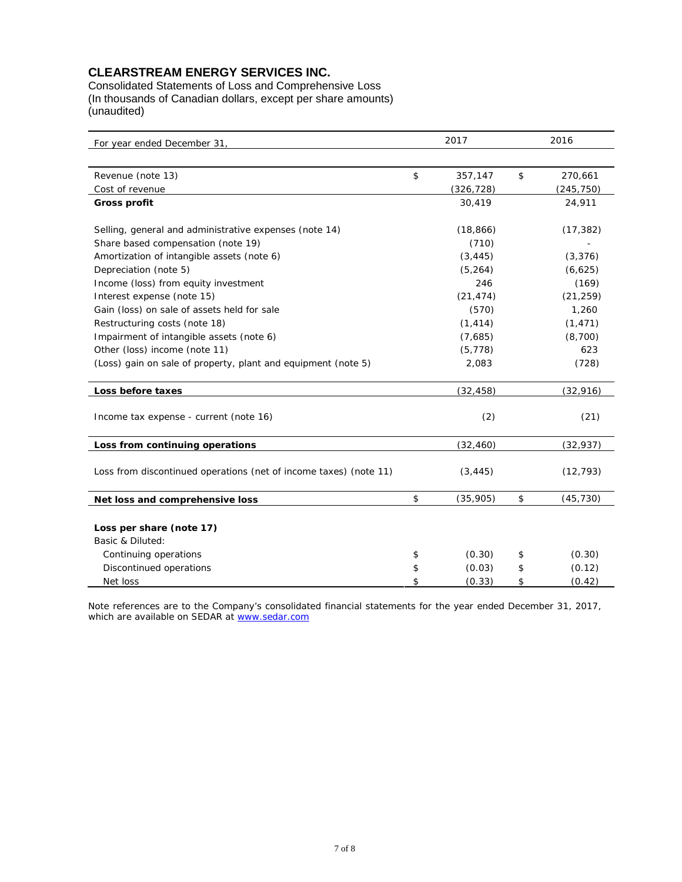# CLEARSTREAM ENERGY SERVICES INC.

Consolidated Statements of Loss and Comprehensive Loss
(In thousands of Canadian dollars, except per share amounts)
(unaudited)

| For year ended December 31, | 2017 | 2016 |
|---|---|---|
| Revenue (note 13) | $ 357,147 | $ 270,661 |
| Cost of revenue | (326,728) | (245,750) |
| **Gross profit** | 30,419 | 24,911 |
| Selling, general and administrative expenses (note 14) | (18,866) | (17,382) |
| Share based compensation (note 19) | (710) | - |
| Amortization of intangible assets (note 6) | (3,445) | (3,376) |
| Depreciation (note 5) | (5,264) | (6,625) |
| Income (loss) from equity investment | 246 | (169) |
| Interest expense (note 15) | (21,474) | (21,259) |
| Gain (loss) on sale of assets held for sale | (570) | 1,260 |
| Restructuring costs (note 18) | (1,414) | (1,471) |
| Impairment of intangible assets (note 6) | (7,685) | (8,700) |
| Other (loss) income (note 11) | (5,778) | 623 |
| (Loss) gain on sale of property, plant and equipment (note 5) | 2,083 | (728) |
| **Loss before taxes** | (32,458) | (32,916) |
| Income tax expense - current (note 16) | (2) | (21) |
| **Loss from continuing operations** | (32,460) | (32,937) |
| Loss from discontinued operations (net of income taxes) (note 11) | (3,445) | (12,793) |
| **Net loss and comprehensive loss** | $ (35,905) | $ (45,730) |
| | | |
| **Loss per share (note 17)** | | |
| Basic & Diluted: | | |
| Continuing operations | $ (0.30) | $ (0.30) |
| Discontinued operations | $ (0.03) | $ (0.12) |
| Net loss | $ (0.33) | $ (0.42) |

Note references are to the Company's consolidated financial statements for the year ended December 31, 2017, which are available on SEDAR at www.sedar.com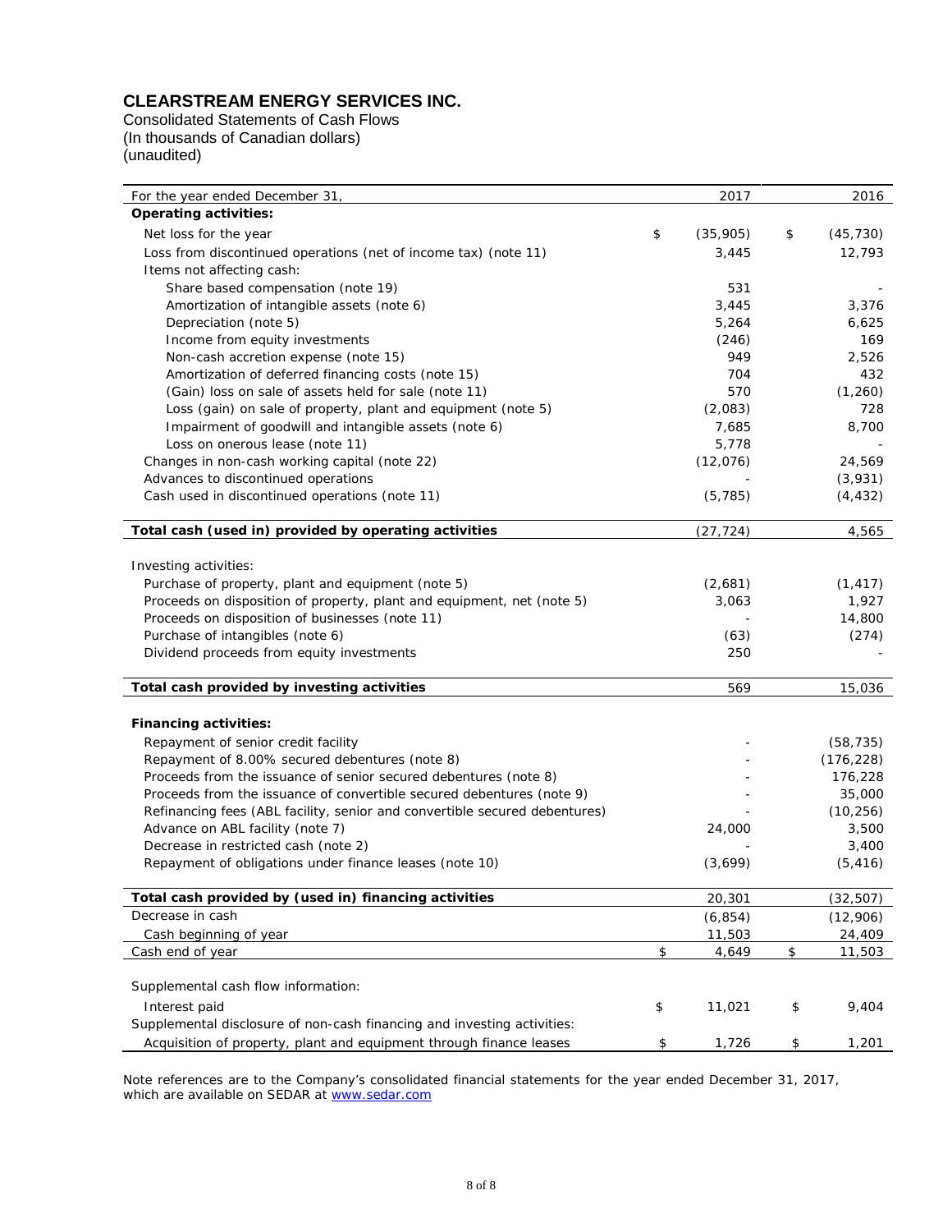# CLEARSTREAM ENERGY SERVICES INC.

Consolidated Statements of Cash Flows
(In thousands of Canadian dollars)
(unaudited)

| For the year ended December 31, | 2017 | 2016 |
|---|---|---|
| **Operating activities:** | | |
| Net loss for the year | $ (35,905) | $ (45,730) |
| Loss from discontinued operations (net of income tax) (note 11) | 3,445 | 12,793 |
| Items not affecting cash: | | |
| Share based compensation (note 19) | 531 | - |
| Amortization of intangible assets (note 6) | 3,445 | 3,376 |
| Depreciation (note 5) | 5,264 | 6,625 |
| Income from equity investments | (246) | 169 |
| Non-cash accretion expense (note 15) | 949 | 2,526 |
| Amortization of deferred financing costs (note 15) | 704 | 432 |
| (Gain) loss on sale of assets held for sale (note 11) | 570 | (1,260) |
| Loss (gain) on sale of property, plant and equipment (note 5) | (2,083) | 728 |
| Impairment of goodwill and intangible assets (note 6) | 7,685 | 8,700 |
| Loss on onerous lease (note 11) | 5,778 | - |
| Changes in non-cash working capital (note 22) | (12,076) | 24,569 |
| Advances to discontinued operations | - | (3,931) |
| Cash used in discontinued operations (note 11) | (5,785) | (4,432) |
| **Total cash (used in) provided by operating activities** | (27,724) | 4,565 |
| Investing activities: | | |
| Purchase of property, plant and equipment (note 5) | (2,681) | (1,417) |
| Proceeds on disposition of property, plant and equipment, net (note 5) | 3,063 | 1,927 |
| Proceeds on disposition of businesses (note 11) | - | 14,800 |
| Purchase of intangibles (note 6) | (63) | (274) |
| Dividend proceeds from equity investments | 250 | - |
| **Total cash provided by investing activities** | 569 | 15,036 |
| **Financing activities:** | | |
| Repayment of senior credit facility | - | (58,735) |
| Repayment of 8.00% secured debentures (note 8) | - | (176,228) |
| Proceeds from the issuance of senior secured debentures (note 8) | - | 176,228 |
| Proceeds from the issuance of convertible secured debentures (note 9) | - | 35,000 |
| Refinancing fees (ABL facility, senior and convertible secured debentures) | - | (10,256) |
| Advance on ABL facility (note 7) | 24,000 | 3,500 |
| Decrease in restricted cash (note 2) | - | 3,400 |
| Repayment of obligations under finance leases (note 10) | (3,699) | (5,416) |
| **Total cash provided by (used in) financing activities** | 20,301 | (32,507) |
| Decrease in cash | (6,854) | (12,906) |
| Cash beginning of year | 11,503 | 24,409 |
| Cash end of year | $ 4,649 | $ 11,503 |
| Supplemental cash flow information: | | |
| Interest paid | $ 11,021 | $ 9,404 |
| Supplemental disclosure of non-cash financing and investing activities: | | |
| Acquisition of property, plant and equipment through finance leases | $ 1,726 | $ 1,201 |

Note references are to the Company's consolidated financial statements for the year ended December 31, 2017, which are available on SEDAR at www.sedar.com